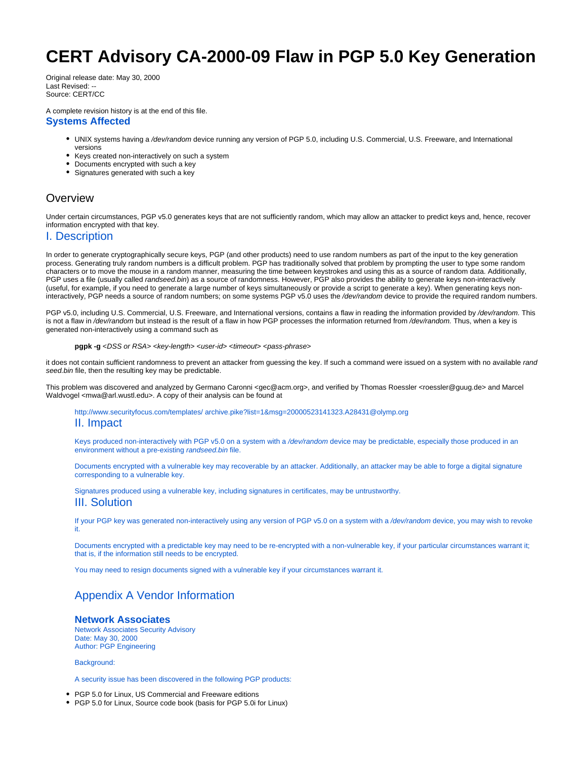# CERT Advisory CA-2000-09 Flaw in PGP 5.0 Key Generation

Original release date: May 30, 2000
Last Revised: --
Source: CERT/CC

A complete revision history is at the end of this file.

## Systems Affected

- UNIX systems having a */dev/random* device running any version of PGP 5.0, including U.S. Commercial, U.S. Freeware, and International versions
- Keys created non-interactively on such a system
- Documents encrypted with such a key
- Signatures generated with such a key

## Overview

Under certain circumstances, PGP v5.0 generates keys that are not sufficiently random, which may allow an attacker to predict keys and, hence, recover information encrypted with that key.

## I. Description

In order to generate cryptographically secure keys, PGP (and other products) need to use random numbers as part of the input to the key generation process. Generating truly random numbers is a difficult problem. PGP has traditionally solved that problem by prompting the user to type some random characters or to move the mouse in a random manner, measuring the time between keystrokes and using this as a source of random data. Additionally, PGP uses a file (usually called *randseed.bin*) as a source of randomness. However, PGP also provides the ability to generate keys non-interactively (useful, for example, if you need to generate a large number of keys simultaneously or provide a script to generate a key). When generating keys non-interactively, PGP needs a source of random numbers; on some systems PGP v5.0 uses the */dev/random* device to provide the required random numbers.

PGP v5.0, including U.S. Commercial, U.S. Freeware, and International versions, contains a flaw in reading the information provided by */dev/random.* This is not a flaw in */dev/random* but instead is the result of a flaw in how PGP processes the information returned from */dev/random.* Thus, when a key is generated non-interactively using a command such as

> **pgpk -g** *<DSS or RSA> <key-length> <user-id> <timeout> <pass-phrase>*

it does not contain sufficient randomness to prevent an attacker from guessing the key. If such a command were issued on a system with no available *rand seed.bin* file, then the resulting key may be predictable.

This problem was discovered and analyzed by Germano Caronni <gec@acm.org>, and verified by Thomas Roessler <roessler@guug.de> and Marcel Waldvogel <mwa@arl.wustl.edu>. A copy of their analysis can be found at

> http://www.securityfocus.com/templates/ archive.pike?list=1&msg=20000523141323.A28431@olymp.org

## II. Impact

Keys produced non-interactively with PGP v5.0 on a system with a */dev/random* device may be predictable, especially those produced in an environment without a pre-existing *randseed.bin* file.

Documents encrypted with a vulnerable key may recoverable by an attacker. Additionally, an attacker may be able to forge a digital signature corresponding to a vulnerable key.

Signatures produced using a vulnerable key, including signatures in certificates, may be untrustworthy.

## III. Solution

If your PGP key was generated non-interactively using any version of PGP v5.0 on a system with a */dev/random* device, you may wish to revoke it.

Documents encrypted with a predictable key may need to be re-encrypted with a non-vulnerable key, if your particular circumstances warrant it; that is, if the information still needs to be encrypted.

You may need to resign documents signed with a vulnerable key if your circumstances warrant it.

## Appendix A Vendor Information

### Network Associates

Network Associates Security Advisory
Date: May 30, 2000
Author: PGP Engineering

Background:

A security issue has been discovered in the following PGP products:

- PGP 5.0 for Linux, US Commercial and Freeware editions
- PGP 5.0 for Linux, Source code book (basis for PGP 5.0i for Linux)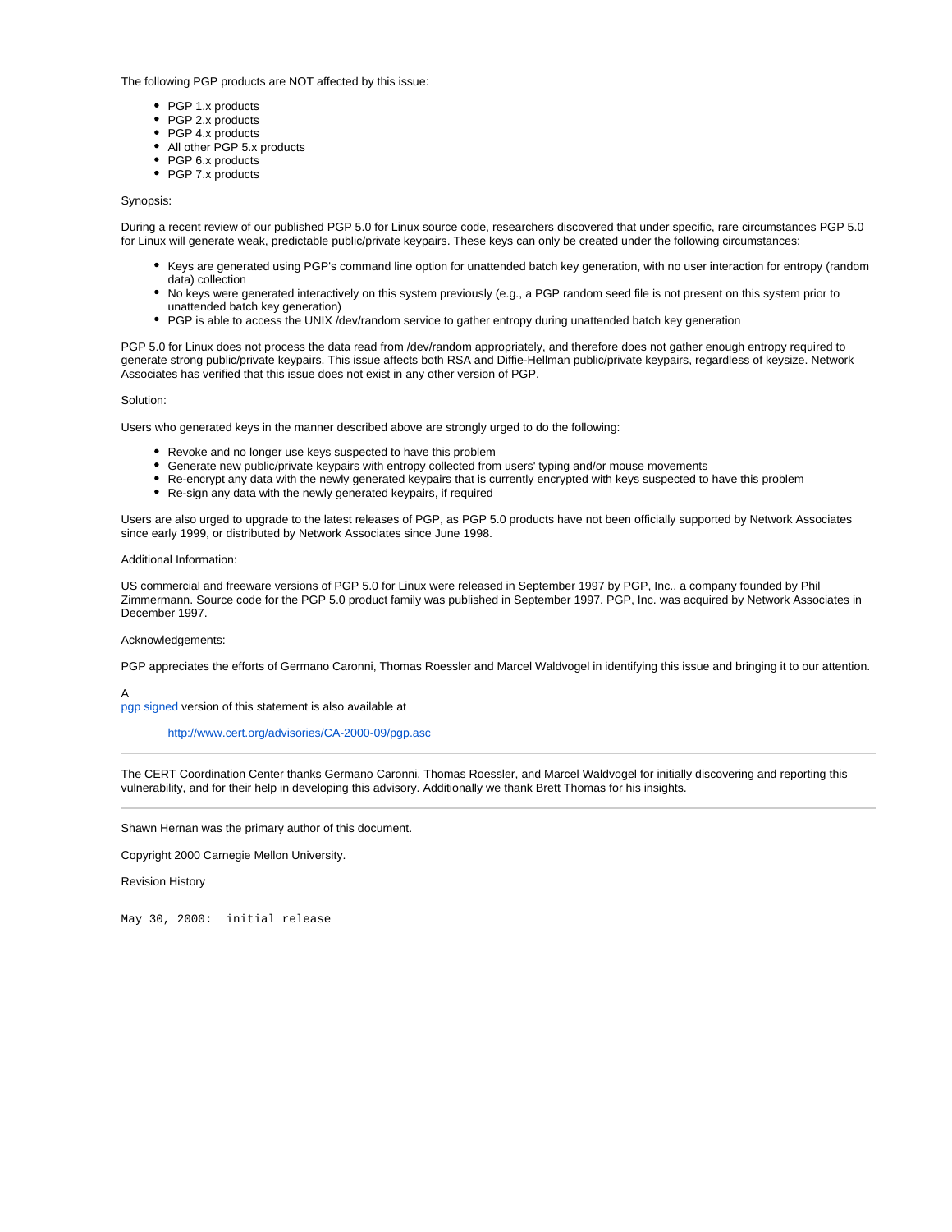The following PGP products are NOT affected by this issue:

- PGP 1.x products
- PGP 2.x products
- PGP 4.x products
- All other PGP 5.x products
- PGP 6.x products
- PGP 7.x products

Synopsis:

During a recent review of our published PGP 5.0 for Linux source code, researchers discovered that under specific, rare circumstances PGP 5.0 for Linux will generate weak, predictable public/private keypairs. These keys can only be created under the following circumstances:

- Keys are generated using PGP's command line option for unattended batch key generation, with no user interaction for entropy (random data) collection
- No keys were generated interactively on this system previously (e.g., a PGP random seed file is not present on this system prior to unattended batch key generation)
- PGP is able to access the UNIX /dev/random service to gather entropy during unattended batch key generation

PGP 5.0 for Linux does not process the data read from /dev/random appropriately, and therefore does not gather enough entropy required to generate strong public/private keypairs. This issue affects both RSA and Diffie-Hellman public/private keypairs, regardless of keysize. Network Associates has verified that this issue does not exist in any other version of PGP.

Solution:

Users who generated keys in the manner described above are strongly urged to do the following:

- Revoke and no longer use keys suspected to have this problem
- Generate new public/private keypairs with entropy collected from users' typing and/or mouse movements
- Re-encrypt any data with the newly generated keypairs that is currently encrypted with keys suspected to have this problem
- Re-sign any data with the newly generated keypairs, if required

Users are also urged to upgrade to the latest releases of PGP, as PGP 5.0 products have not been officially supported by Network Associates since early 1999, or distributed by Network Associates since June 1998.

Additional Information:

US commercial and freeware versions of PGP 5.0 for Linux were released in September 1997 by PGP, Inc., a company founded by Phil Zimmermann. Source code for the PGP 5.0 product family was published in September 1997. PGP, Inc. was acquired by Network Associates in December 1997.

Acknowledgements:

PGP appreciates the efforts of Germano Caronni, Thomas Roessler and Marcel Waldvogel in identifying this issue and bringing it to our attention.

A
pgp signed version of this statement is also available at

> http://www.cert.org/advisories/CA-2000-09/pgp.asc

---

The CERT Coordination Center thanks Germano Caronni, Thomas Roessler, and Marcel Waldvogel for initially discovering and reporting this vulnerability, and for their help in developing this advisory. Additionally we thank Brett Thomas for his insights.

---

Shawn Hernan was the primary author of this document.

Copyright 2000 Carnegie Mellon University.

Revision History

```
May 30, 2000:  initial release
```